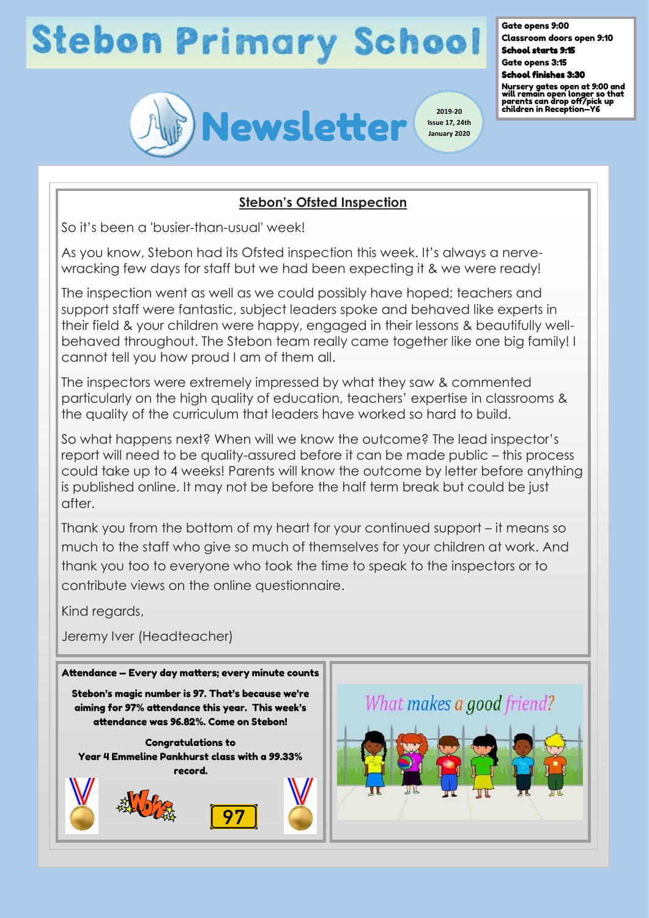# Stebon Primary School

**Gate opens 9:00**
**Classroom doors open 9:10**
**School starts 9:15**
**Gate opens 3:15**
**School finishes 3:30**
**Nursery gates open at 9:00 and will remain open longer so that parents can drop off/pick up children in Reception—Y6**

# Newsletter

2019-20
Issue 17, 24th January 2020

## Stebon's Ofsted Inspection

So it's been a 'busier-than-usual' week!

As you know, Stebon had its Ofsted inspection this week. It's always a nerve-wracking few days for staff but we had been expecting it & we were ready!

The inspection went as well as we could possibly have hoped; teachers and support staff were fantastic, subject leaders spoke and behaved like experts in their field & your children were happy, engaged in their lessons & beautifully well-behaved throughout. The Stebon team really came together like one big family! I cannot tell you how proud I am of them all.

The inspectors were extremely impressed by what they saw & commented particularly on the high quality of education, teachers' expertise in classrooms & the quality of the curriculum that leaders have worked so hard to build.

So what happens next? When will we know the outcome? The lead inspector's report will need to be quality-assured before it can be made public – this process could take up to 4 weeks! Parents will know the outcome by letter before anything is published online. It may not be before the half term break but could be just after.

Thank you from the bottom of my heart for your continued support – it means so much to the staff who give so much of themselves for your children at work. And thank you too to everyone who took the time to speak to the inspectors or to contribute views on the online questionnaire.

Kind regards,

Jeremy Iver (Headteacher)

**Attendance – Every day matters; every minute counts**

**Stebon's magic number is 97. That's because we're aiming for 97% attendance this year. This week's attendance was 96.82%. Come on Stebon!**

**Congratulations to Year 4 Emmeline Pankhurst class with a 99.33% record.**

What makes a good friend?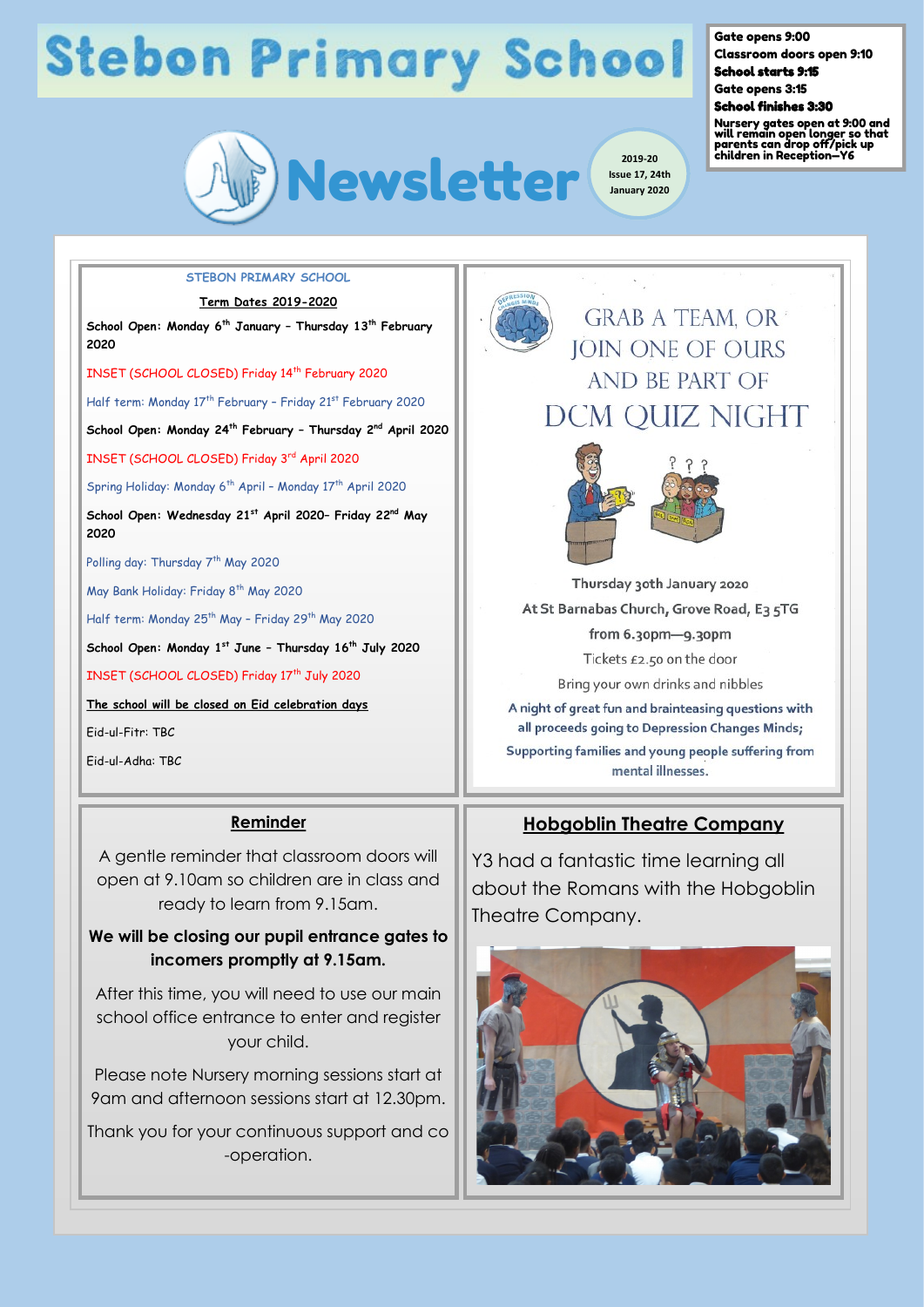# Stebon Primary School

# Newsletter

2019-20
Issue 17, 24th January 2020

**Gate opens 9:00**
**Classroom doors open 9:10**
**School starts 9:15**
**Gate opens 3:15**
**School finishes 3:30**
**Nursery gates open at 9:00 and will remain open longer so that parents can drop off/pick up children in Reception—Y6**

STEBON PRIMARY SCHOOL

**Term Dates 2019-2020**

**School Open: Monday 6th January - Thursday 13th February 2020**

INSET (SCHOOL CLOSED) Friday 14th February 2020

Half term: Monday 17th February - Friday 21st February 2020

**School Open: Monday 24th February - Thursday 2nd April 2020**

INSET (SCHOOL CLOSED) Friday 3rd April 2020

Spring Holiday: Monday 6th April - Monday 17th April 2020

**School Open: Wednesday 21st April 2020- Friday 22nd May 2020**

Polling day: Thursday 7th May 2020

May Bank Holiday: Friday 8th May 2020

Half term: Monday 25th May - Friday 29th May 2020

**School Open: Monday 1st June - Thursday 16th July 2020**

INSET (SCHOOL CLOSED) Friday 17th July 2020

The school will be closed on Eid celebration days

Eid-ul-Fitr: TBC

Eid-ul-Adha: TBC

GRAB A TEAM, OR JOIN ONE OF OURS AND BE PART OF

## DCM QUIZ NIGHT

Thursday 30th January 2020

At St Barnabas Church, Grove Road, E3 5TG

from 6.30pm—9.30pm

Tickets £2.50 on the door

Bring your own drinks and nibbles

A night of great fun and brainteasing questions with all proceeds going to Depression Changes Minds; Supporting families and young people suffering from mental illnesses.

## Reminder

A gentle reminder that classroom doors will open at 9.10am so children are in class and ready to learn from 9.15am.

**We will be closing our pupil entrance gates to incomers promptly at 9.15am.**

After this time, you will need to use our main school office entrance to enter and register your child.

Please note Nursery morning sessions start at 9am and afternoon sessions start at 12.30pm.

Thank you for your continuous support and co-operation.

## Hobgoblin Theatre Company

Y3 had a fantastic time learning all about the Romans with the Hobgoblin Theatre Company.